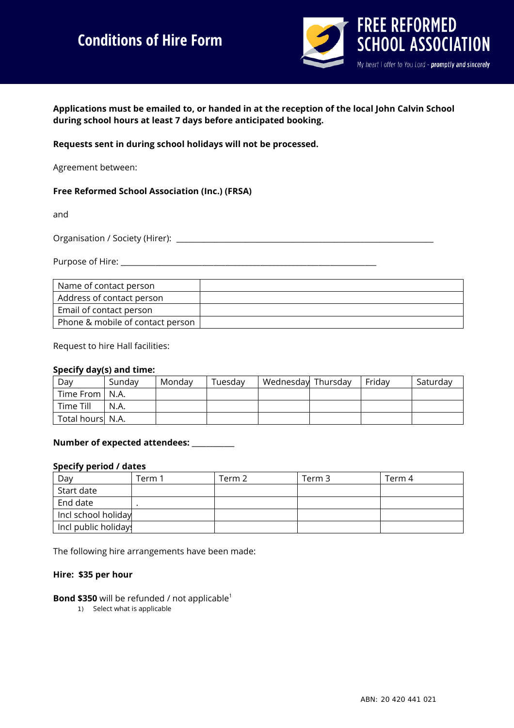# Conditions of Hire Form

**FREE REFORMED SCHOOL ASSOCIATION**

My heart I offer to You Lord - *promptly and sincerely*

**Applications must be emailed to, or handed in at the reception of the local John Calvin School during school hours at least 7 days before anticipated booking.**

**Requests sent in during school holidays will not be processed.**

Agreement between:

**Free Reformed School Association (Inc.) (FRSA)**

and

Organisation / Society (Hirer): ___________________________________________________________

Purpose of Hire: ____________________________________________________________

| Name of contact person | |
|---|---|
| Address of contact person | |
| Email of contact person | |
| Phone & mobile of contact person | |

Request to hire Hall facilities:

**Specify day(s) and time:**

| Day | Sunday | Monday | Tuesday | Wednesday | Thursday | Friday | Saturday |
|---|---|---|---|---|---|---|---|
| Time From | N.A. | | | | | | |
| Time Till | N.A. | | | | | | |
| Total hours | N.A. | | | | | | |

**Number of expected attendees:** __________

**Specify period / dates**

| Day | Term 1 | Term 2 | Term 3 | Term 4 |
|---|---|---|---|---|
| Start date | | | | |
| End date | . | | | |
| Incl school holiday | | | | |
| Incl public holidays | | | | |

The following hire arrangements have been made:

**Hire: $35 per hour**

**Bond $350** will be refunded / not applicable[1]

1) Select what is applicable

ABN: 20 420 441 021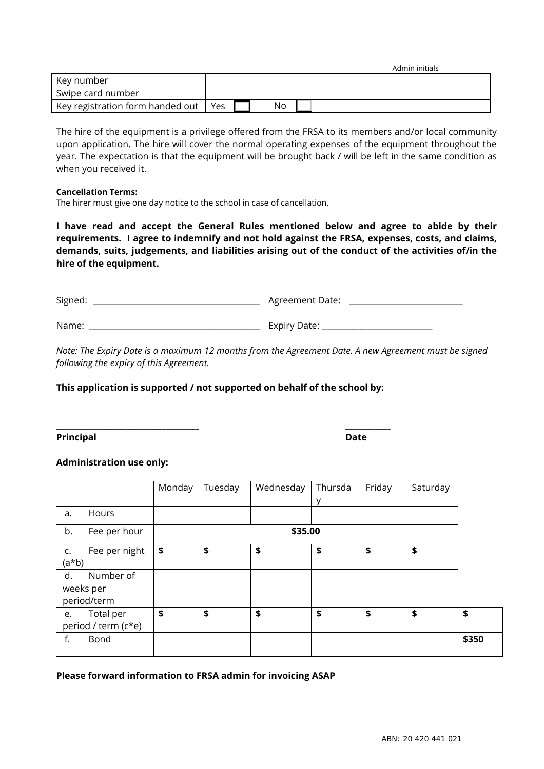| | | Admin initials |
|---|---|---|
| Key number | | |
| Swipe card number | | |
| Key registration form handed out | Yes ☐ No ☐ | |

The hire of the equipment is a privilege offered from the FRSA to its members and/or local community upon application. The hire will cover the normal operating expenses of the equipment throughout the year. The expectation is that the equipment will be brought back / will be left in the same condition as when you received it.

**Cancellation Terms:**
The hirer must give one day notice to the school in case of cancellation.

**I have read and accept the General Rules mentioned below and agree to abide by their requirements. I agree to indemnify and not hold against the FRSA, expenses, costs, and claims, demands, suits, judgements, and liabilities arising out of the conduct of the activities of/in the hire of the equipment.**

Signed: ______________________________ Agreement Date: ______________________

Name: ______________________________ Expiry Date: ______________________

*Note: The Expiry Date is a maximum 12 months from the Agreement Date. A new Agreement must be signed following the expiry of this Agreement.*

**This application is supported / not supported on behalf of the school by:**

______________________________ __________

**Principal** **Date**

**Administration use only:**

| | Monday | Tuesday | Wednesday | Thursday | Friday | Saturday | |
|---|---|---|---|---|---|---|---|
| a. Hours | | | | | | | |
| b. Fee per hour | | | **$35.00** | | | | |
| c. Fee per night (a*b) | **$** | **$** | **$** | **$** | **$** | **$** | |
| d. Number of weeks per period/term | | | | | | | |
| e. Total per period / term (c*e) | **$** | **$** | **$** | **$** | **$** | **$** | **$** |
| f. Bond | | | | | | | **$350** |

**Please forward information to FRSA admin for invoicing ASAP**

ABN: 20 420 441 021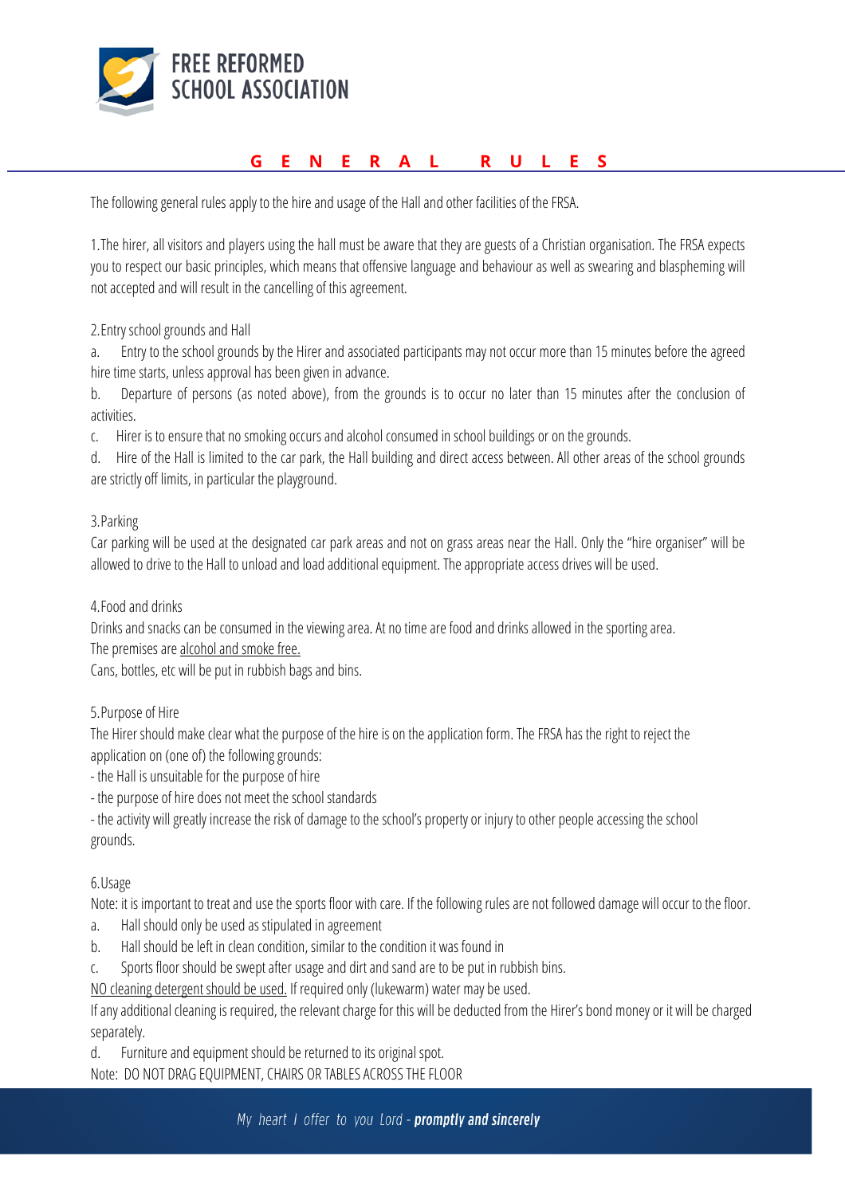# GENERAL RULES

The following general rules apply to the hire and usage of the Hall and other facilities of the FRSA.

1.The hirer, all visitors and players using the hall must be aware that they are guests of a Christian organisation. The FRSA expects you to respect our basic principles, which means that offensive language and behaviour as well as swearing and blaspheming will not accepted and will result in the cancelling of this agreement.

2.Entry school grounds and Hall

a. Entry to the school grounds by the Hirer and associated participants may not occur more than 15 minutes before the agreed hire time starts, unless approval has been given in advance.

b. Departure of persons (as noted above), from the grounds is to occur no later than 15 minutes after the conclusion of activities.

c. Hirer is to ensure that no smoking occurs and alcohol consumed in school buildings or on the grounds.

d. Hire of the Hall is limited to the car park, the Hall building and direct access between. All other areas of the school grounds are strictly off limits, in particular the playground.

3.Parking

Car parking will be used at the designated car park areas and not on grass areas near the Hall. Only the "hire organiser" will be allowed to drive to the Hall to unload and load additional equipment. The appropriate access drives will be used.

4.Food and drinks

Drinks and snacks can be consumed in the viewing area. At no time are food and drinks allowed in the sporting area.
The premises are alcohol and smoke free.
Cans, bottles, etc will be put in rubbish bags and bins.

5.Purpose of Hire

The Hirer should make clear what the purpose of the hire is on the application form. The FRSA has the right to reject the application on (one of) the following grounds:

- the Hall is unsuitable for the purpose of hire
- the purpose of hire does not meet the school standards
- the activity will greatly increase the risk of damage to the school's property or injury to other people accessing the school grounds.

6.Usage

Note: it is important to treat and use the sports floor with care. If the following rules are not followed damage will occur to the floor.

a. Hall should only be used as stipulated in agreement

b. Hall should be left in clean condition, similar to the condition it was found in

c. Sports floor should be swept after usage and dirt and sand are to be put in rubbish bins.

NO cleaning detergent should be used. If required only (lukewarm) water may be used.

If any additional cleaning is required, the relevant charge for this will be deducted from the Hirer's bond money or it will be charged separately.

d. Furniture and equipment should be returned to its original spot.

Note: DO NOT DRAG EQUIPMENT, CHAIRS OR TABLES ACROSS THE FLOOR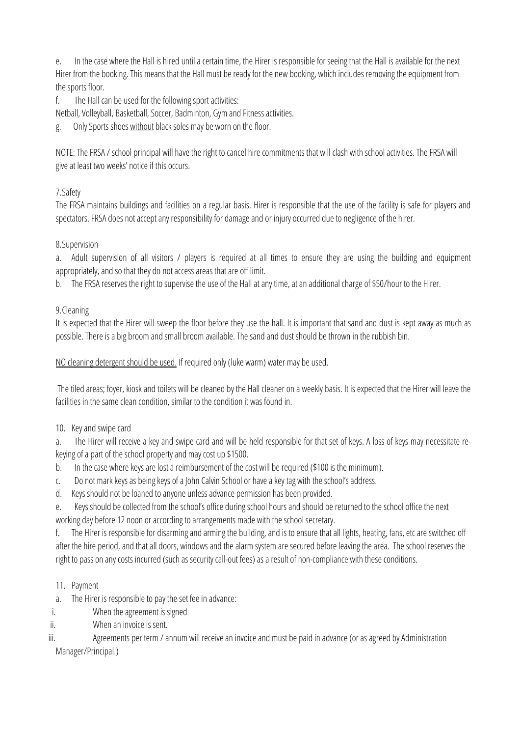e. In the case where the Hall is hired until a certain time, the Hirer is responsible for seeing that the Hall is available for the next Hirer from the booking. This means that the Hall must be ready for the new booking, which includes removing the equipment from the sports floor.

f. The Hall can be used for the following sport activities:

Netball, Volleyball, Basketball, Soccer, Badminton, Gym and Fitness activities.

g. Only Sports shoes <u>without</u> black soles may be worn on the floor.

NOTE: The FRSA / school principal will have the right to cancel hire commitments that will clash with school activities. The FRSA will give at least two weeks' notice if this occurs.

## 7.Safety

The FRSA maintains buildings and facilities on a regular basis. Hirer is responsible that the use of the facility is safe for players and spectators. FRSA does not accept any responsibility for damage and or injury occurred due to negligence of the hirer.

## 8.Supervision

a. Adult supervision of all visitors / players is required at all times to ensure they are using the building and equipment appropriately, and so that they do not access areas that are off limit.

b. The FRSA reserves the right to supervise the use of the Hall at any time, at an additional charge of $50/hour to the Hirer.

## 9.Cleaning

It is expected that the Hirer will sweep the floor before they use the hall. It is important that sand and dust is kept away as much as possible. There is a big broom and small broom available. The sand and dust should be thrown in the rubbish bin.

<u>NO cleaning detergent should be used.</u> If required only (luke warm) water may be used.

The tiled areas; foyer, kiosk and toilets will be cleaned by the Hall cleaner on a weekly basis. It is expected that the Hirer will leave the facilities in the same clean condition, similar to the condition it was found in.

## 10. Key and swipe card

a. The Hirer will receive a key and swipe card and will be held responsible for that set of keys. A loss of keys may necessitate re-keying of a part of the school property and may cost up $1500.

b. In the case where keys are lost a reimbursement of the cost will be required ($100 is the minimum).

c. Do not mark keys as being keys of a John Calvin School or have a key tag with the school's address.

d. Keys should not be loaned to anyone unless advance permission has been provided.

e. Keys should be collected from the school's office during school hours and should be returned to the school office the next working day before 12 noon or according to arrangements made with the school secretary.

f. The Hirer is responsible for disarming and arming the building, and is to ensure that all lights, heating, fans, etc are switched off after the hire period, and that all doors, windows and the alarm system are secured before leaving the area. The school reserves the right to pass on any costs incurred (such as security call-out fees) as a result of non-compliance with these conditions.

## 11. Payment

a. The Hirer is responsible to pay the set fee in advance:

i. When the agreement is signed

ii. When an invoice is sent.

iii. Agreements per term / annum will receive an invoice and must be paid in advance (or as agreed by Administration Manager/Principal.)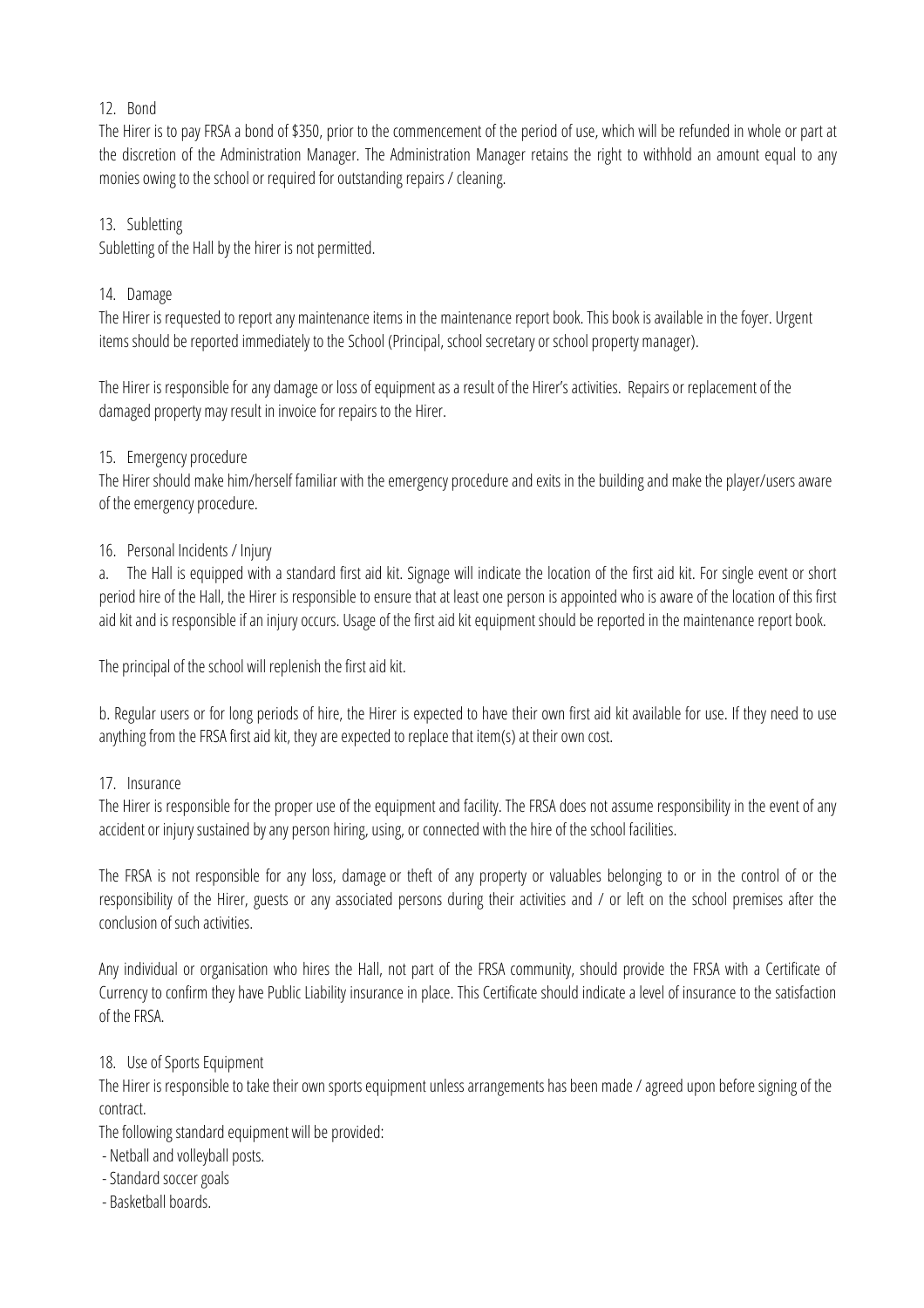12. Bond

The Hirer is to pay FRSA a bond of $350, prior to the commencement of the period of use, which will be refunded in whole or part at the discretion of the Administration Manager. The Administration Manager retains the right to withhold an amount equal to any monies owing to the school or required for outstanding repairs / cleaning.

13. Subletting

Subletting of the Hall by the hirer is not permitted.

14. Damage

The Hirer is requested to report any maintenance items in the maintenance report book. This book is available in the foyer. Urgent items should be reported immediately to the School (Principal, school secretary or school property manager).

The Hirer is responsible for any damage or loss of equipment as a result of the Hirer's activities. Repairs or replacement of the damaged property may result in invoice for repairs to the Hirer.

15. Emergency procedure

The Hirer should make him/herself familiar with the emergency procedure and exits in the building and make the player/users aware of the emergency procedure.

16. Personal Incidents / Injury

a. The Hall is equipped with a standard first aid kit. Signage will indicate the location of the first aid kit. For single event or short period hire of the Hall, the Hirer is responsible to ensure that at least one person is appointed who is aware of the location of this first aid kit and is responsible if an injury occurs. Usage of the first aid kit equipment should be reported in the maintenance report book.

The principal of the school will replenish the first aid kit.

b. Regular users or for long periods of hire, the Hirer is expected to have their own first aid kit available for use. If they need to use anything from the FRSA first aid kit, they are expected to replace that item(s) at their own cost.

17. Insurance

The Hirer is responsible for the proper use of the equipment and facility. The FRSA does not assume responsibility in the event of any accident or injury sustained by any person hiring, using, or connected with the hire of the school facilities.

The FRSA is not responsible for any loss, damage or theft of any property or valuables belonging to or in the control of or the responsibility of the Hirer, guests or any associated persons during their activities and / or left on the school premises after the conclusion of such activities.

Any individual or organisation who hires the Hall, not part of the FRSA community, should provide the FRSA with a Certificate of Currency to confirm they have Public Liability insurance in place. This Certificate should indicate a level of insurance to the satisfaction of the FRSA.

18. Use of Sports Equipment

The Hirer is responsible to take their own sports equipment unless arrangements has been made / agreed upon before signing of the contract.

The following standard equipment will be provided:

- Netball and volleyball posts.
- Standard soccer goals
- Basketball boards.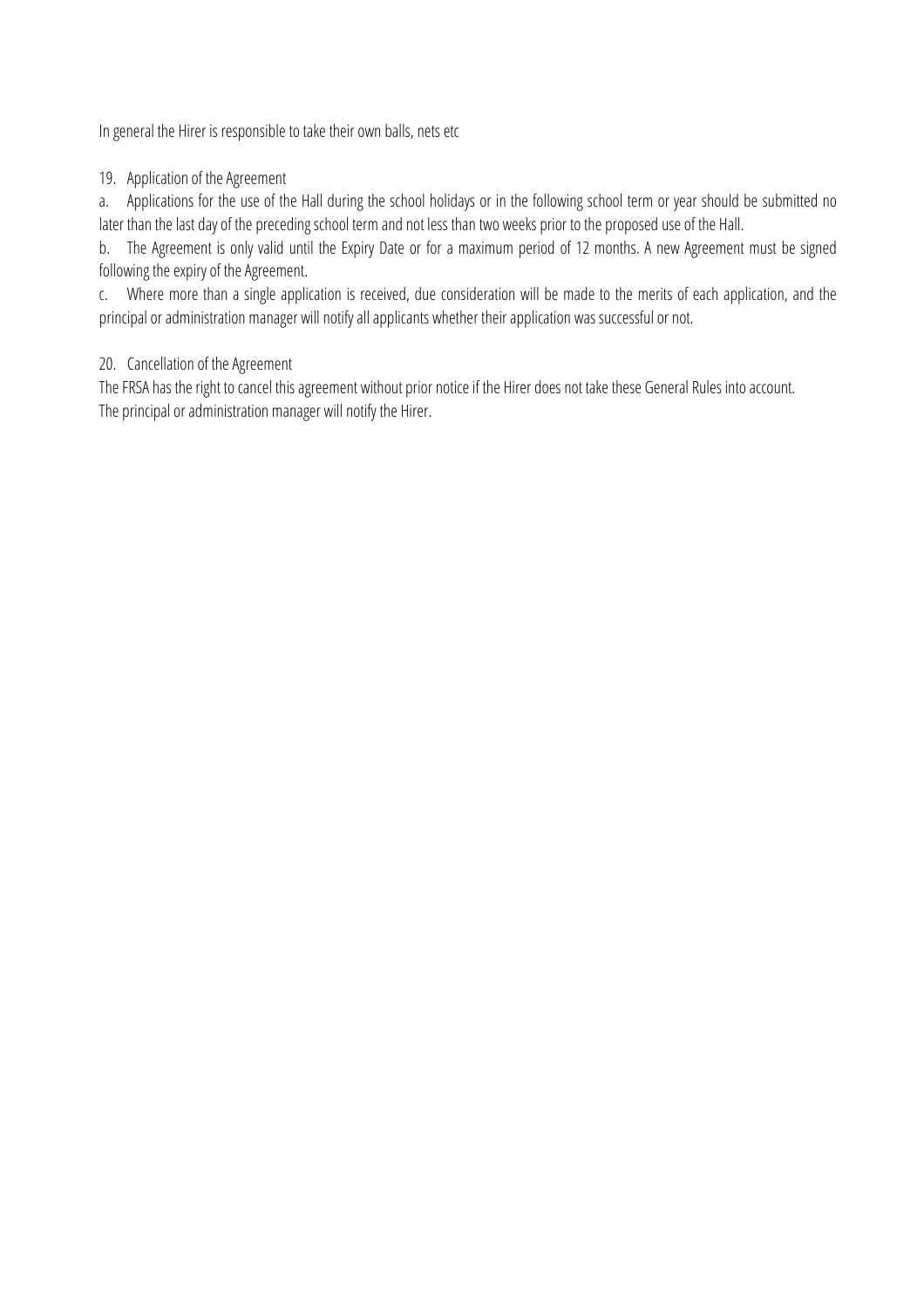In general the Hirer is responsible to take their own balls, nets etc

19. Application of the Agreement

a. Applications for the use of the Hall during the school holidays or in the following school term or year should be submitted no later than the last day of the preceding school term and not less than two weeks prior to the proposed use of the Hall.

b. The Agreement is only valid until the Expiry Date or for a maximum period of 12 months. A new Agreement must be signed following the expiry of the Agreement.

c. Where more than a single application is received, due consideration will be made to the merits of each application, and the principal or administration manager will notify all applicants whether their application was successful or not.

20. Cancellation of the Agreement

The FRSA has the right to cancel this agreement without prior notice if the Hirer does not take these General Rules into account.
The principal or administration manager will notify the Hirer.